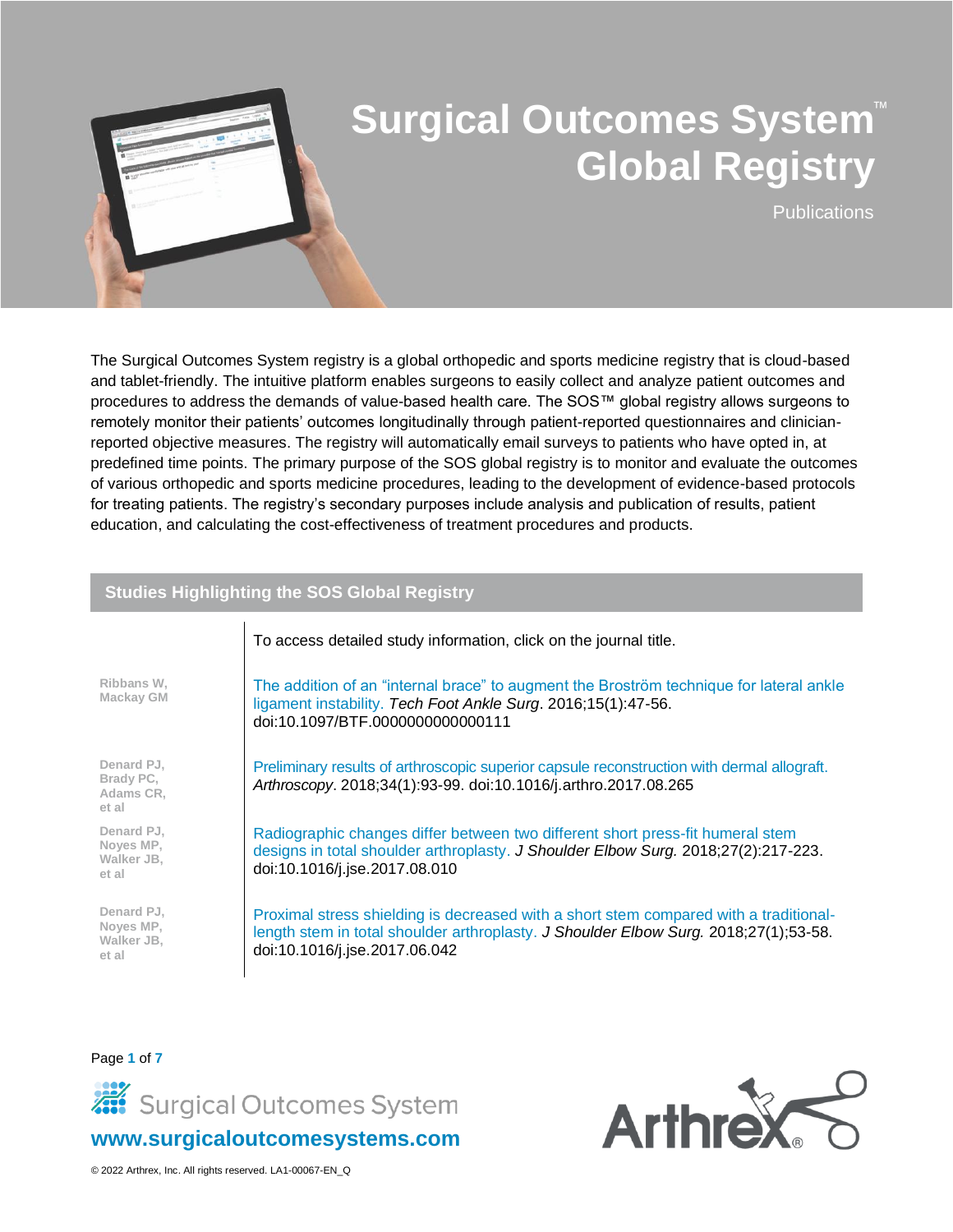# Surgical Outcomes System™ Global Registry

Publications

The Surgical Outcomes System registry is a global orthopedic and sports medicine registry that is cloud-based and tablet-friendly. The intuitive platform enables surgeons to easily collect and analyze patient outcomes and procedures to address the demands of value-based health care. The SOS™ global registry allows surgeons to remotely monitor their patients' outcomes longitudinally through patient-reported questionnaires and clinician-reported objective measures. The registry will automatically email surveys to patients who have opted in, at predefined time points. The primary purpose of the SOS global registry is to monitor and evaluate the outcomes of various orthopedic and sports medicine procedures, leading to the development of evidence-based protocols for treating patients. The registry's secondary purposes include analysis and publication of results, patient education, and calculating the cost-effectiveness of treatment procedures and products.

## Studies Highlighting the SOS Global Registry

| | To access detailed study information, click on the journal title. |
|---|---|
| Ribbans W, Mackay GM | The addition of an "internal brace" to augment the Broström technique for lateral ankle ligament instability. *Tech Foot Ankle Surg*. 2016;15(1):47-56. doi:10.1097/BTF.0000000000000111 |
| Denard PJ, Brady PC, Adams CR, et al | Preliminary results of arthroscopic superior capsule reconstruction with dermal allograft. *Arthroscopy*. 2018;34(1):93-99. doi:10.1016/j.arthro.2017.08.265 |
| Denard PJ, Noyes MP, Walker JB, et al | Radiographic changes differ between two different short press-fit humeral stem designs in total shoulder arthroplasty. *J Shoulder Elbow Surg.* 2018;27(2):217-223. doi:10.1016/j.jse.2017.08.010 |
| Denard PJ, Noyes MP, Walker JB, et al | Proximal stress shielding is decreased with a short stem compared with a traditional-length stem in total shoulder arthroplasty. *J Shoulder Elbow Surg.* 2018;27(1);53-58. doi:10.1016/j.jse.2017.06.042 |

Surgical Outcomes System

www.surgicaloutcomesystems.com

© 2022 Arthrex, Inc. All rights reserved. LA1-00067-EN_Q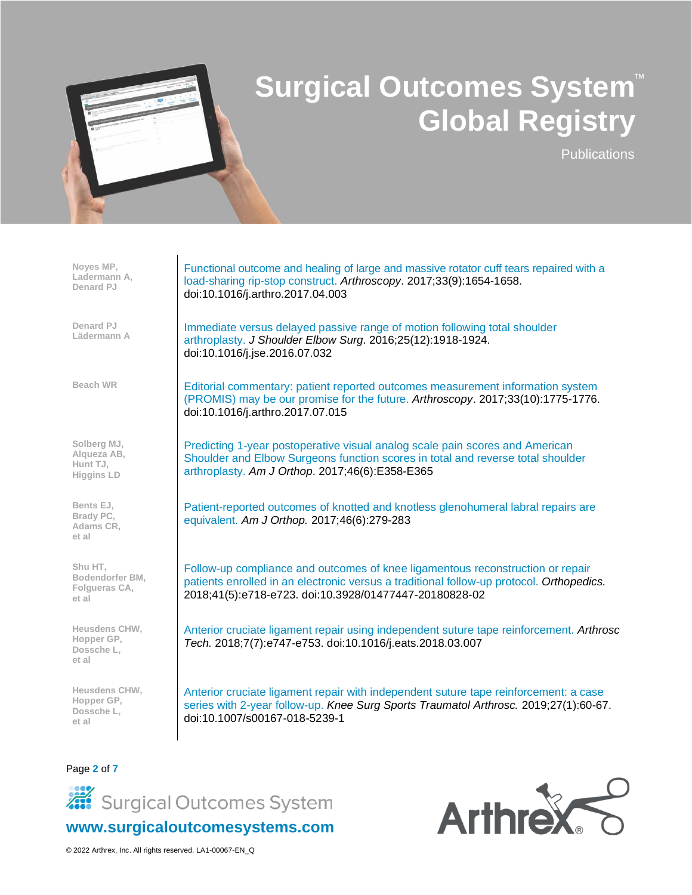# Surgical Outcomes System™ Global Registry

Publications

| Authors | Publication |
|---|---|
| Noyes MP, Ladermann A, Denard PJ | Functional outcome and healing of large and massive rotator cuff tears repaired with a load-sharing rip-stop construct. *Arthroscopy*. 2017;33(9):1654-1658. doi:10.1016/j.arthro.2017.04.003 |
| Denard PJ, Lädermann A | Immediate versus delayed passive range of motion following total shoulder arthroplasty. *J Shoulder Elbow Surg*. 2016;25(12):1918-1924. doi:10.1016/j.jse.2016.07.032 |
| Beach WR | Editorial commentary: patient reported outcomes measurement information system (PROMIS) may be our promise for the future. *Arthroscopy*. 2017;33(10):1775-1776. doi:10.1016/j.arthro.2017.07.015 |
| Solberg MJ, Alqueza AB, Hunt TJ, Higgins LD | Predicting 1-year postoperative visual analog scale pain scores and American Shoulder and Elbow Surgeons function scores in total and reverse total shoulder arthroplasty. *Am J Orthop*. 2017;46(6):E358-E365 |
| Bents EJ, Brady PC, Adams CR, et al | Patient-reported outcomes of knotted and knotless glenohumeral labral repairs are equivalent. *Am J Orthop.* 2017;46(6):279-283 |
| Shu HT, Bodendorfer BM, Folgueras CA, et al | Follow-up compliance and outcomes of knee ligamentous reconstruction or repair patients enrolled in an electronic versus a traditional follow-up protocol. *Orthopedics.* 2018;41(5):e718-e723. doi:10.3928/01477447-20180828-02 |
| Heusdens CHW, Hopper GP, Dossche L, et al | Anterior cruciate ligament repair using independent suture tape reinforcement. *Arthrosc Tech.* 2018;7(7):e747-e753. doi:10.1016/j.eats.2018.03.007 |
| Heusdens CHW, Hopper GP, Dossche L, et al | Anterior cruciate ligament repair with independent suture tape reinforcement: a case series with 2-year follow-up. *Knee Surg Sports Traumatol Arthrosc.* 2019;27(1):60-67. doi:10.1007/s00167-018-5239-1 |

Surgical Outcomes System

www.surgicaloutcomesystems.com

Arthrex®

© 2022 Arthrex, Inc. All rights reserved. LA1-00067-EN_Q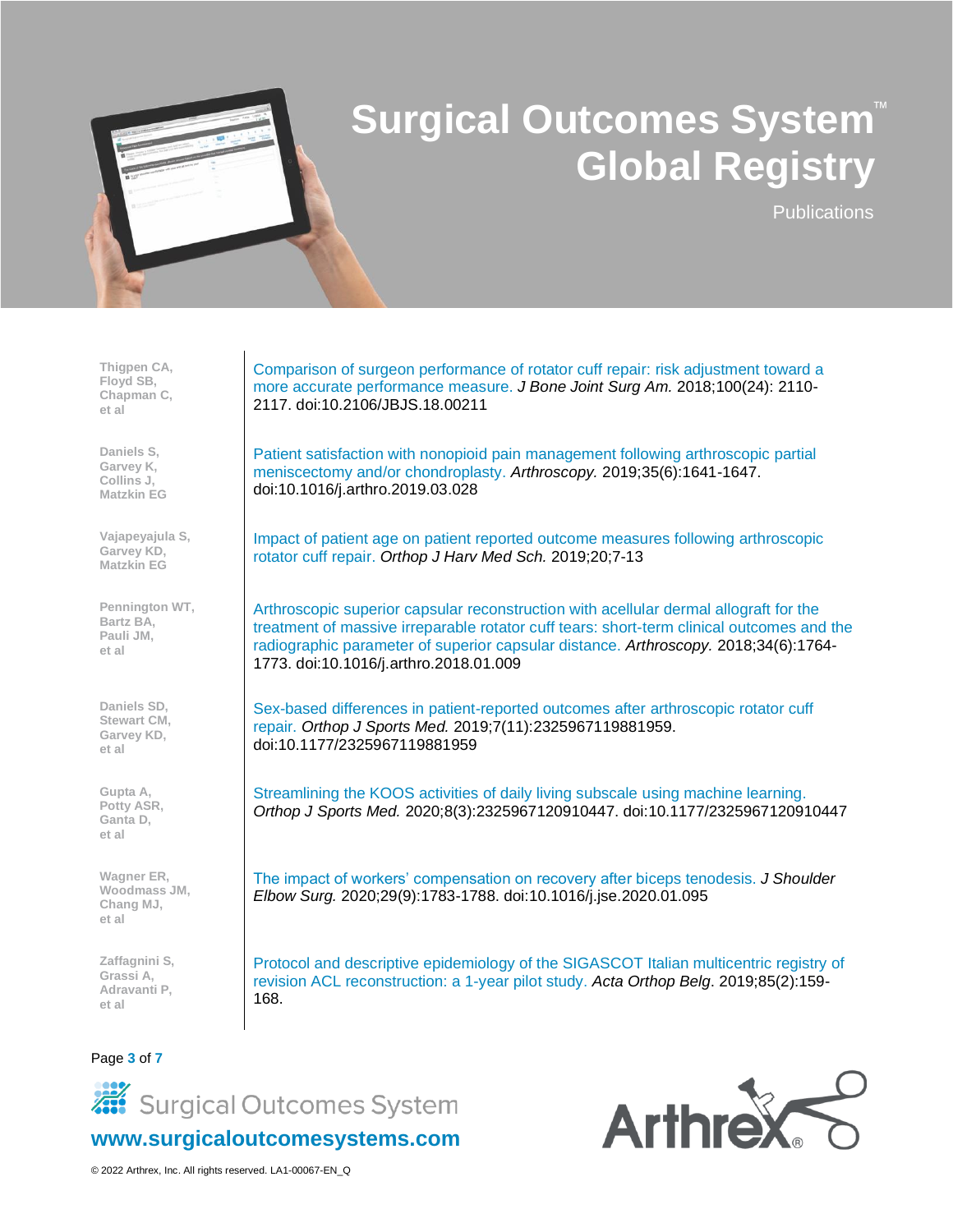# Surgical Outcomes System™ Global Registry

Publications

| Authors | Publication |
|---|---|
| Thigpen CA, Floyd SB, Chapman C, et al | Comparison of surgeon performance of rotator cuff repair: risk adjustment toward a more accurate performance measure. *J Bone Joint Surg Am.* 2018;100(24): 2110-2117. doi:10.2106/JBJS.18.00211 |
| Daniels S, Garvey K, Collins J, Matzkin EG | Patient satisfaction with nonopioid pain management following arthroscopic partial meniscectomy and/or chondroplasty. *Arthroscopy.* 2019;35(6):1641-1647. doi:10.1016/j.arthro.2019.03.028 |
| Vajapeyajula S, Garvey KD, Matzkin EG | Impact of patient age on patient reported outcome measures following arthroscopic rotator cuff repair. *Orthop J Harv Med Sch.* 2019;20;7-13 |
| Pennington WT, Bartz BA, Pauli JM, et al | Arthroscopic superior capsular reconstruction with acellular dermal allograft for the treatment of massive irreparable rotator cuff tears: short-term clinical outcomes and the radiographic parameter of superior capsular distance. *Arthroscopy.* 2018;34(6):1764-1773. doi:10.1016/j.arthro.2018.01.009 |
| Daniels SD, Stewart CM, Garvey KD, et al | Sex-based differences in patient-reported outcomes after arthroscopic rotator cuff repair. *Orthop J Sports Med.* 2019;7(11):2325967119881959. doi:10.1177/2325967119881959 |
| Gupta A, Potty ASR, Ganta D, et al | Streamlining the KOOS activities of daily living subscale using machine learning. *Orthop J Sports Med.* 2020;8(3):2325967120910447. doi:10.1177/2325967120910447 |
| Wagner ER, Woodmass JM, Chang MJ, et al | The impact of workers' compensation on recovery after biceps tenodesis. *J Shoulder Elbow Surg.* 2020;29(9):1783-1788. doi:10.1016/j.jse.2020.01.095 |
| Zaffagnini S, Grassi A, Adravanti P, et al | Protocol and descriptive epidemiology of the SIGASCOT Italian multicentric registry of revision ACL reconstruction: a 1-year pilot study. *Acta Orthop Belg.* 2019;85(2):159-168. |

Surgical Outcomes System

www.surgicaloutcomesystems.com

© 2022 Arthrex, Inc. All rights reserved. LA1-00067-EN_Q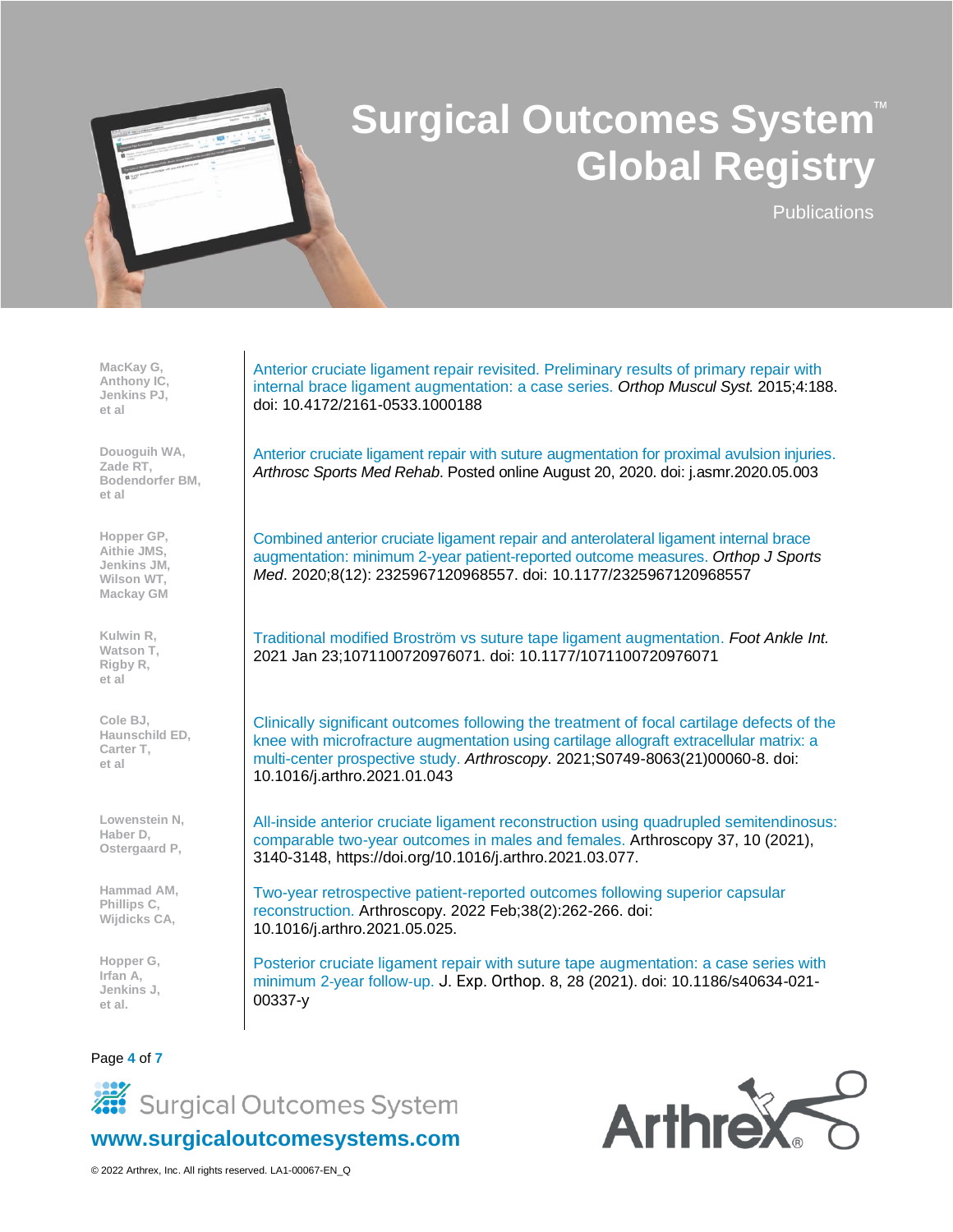# Surgical Outcomes System™ Global Registry

Publications

| Authors | Publication |
|---|---|
| MacKay G, Anthony IC, Jenkins PJ, et al | Anterior cruciate ligament repair revisited. Preliminary results of primary repair with internal brace ligament augmentation: a case series. *Orthop Muscul Syst.* 2015;4:188. doi: 10.4172/2161-0533.1000188 |
| Douoguih WA, Zade RT, Bodendorfer BM, et al | Anterior cruciate ligament repair with suture augmentation for proximal avulsion injuries. *Arthrosc Sports Med Rehab*. Posted online August 20, 2020. doi: j.asmr.2020.05.003 |
| Hopper GP, Aithie JMS, Jenkins JM, Wilson WT, Mackay GM | Combined anterior cruciate ligament repair and anterolateral ligament internal brace augmentation: minimum 2-year patient-reported outcome measures. *Orthop J Sports Med*. 2020;8(12): 2325967120968557. doi: 10.1177/2325967120968557 |
| Kulwin R, Watson T, Rigby R, et al | Traditional modified Broström vs suture tape ligament augmentation. *Foot Ankle Int.* 2021 Jan 23;1071100720976071. doi: 10.1177/1071100720976071 |
| Cole BJ, Haunschild ED, Carter T, et al | Clinically significant outcomes following the treatment of focal cartilage defects of the knee with microfracture augmentation using cartilage allograft extracellular matrix: a multi-center prospective study. *Arthroscopy*. 2021;S0749-8063(21)00060-8. doi: 10.1016/j.arthro.2021.01.043 |
| Lowenstein N, Haber D, Ostergaard P, | All-inside anterior cruciate ligament reconstruction using quadrupled semitendinosus: comparable two-year outcomes in males and females. Arthroscopy 37, 10 (2021), 3140-3148, https://doi.org/10.1016/j.arthro.2021.03.077. |
| Hammad AM, Phillips C, Wijdicks CA, | Two-year retrospective patient-reported outcomes following superior capsular reconstruction. Arthroscopy. 2022 Feb;38(2):262-266. doi: 10.1016/j.arthro.2021.05.025. |
| Hopper G, Irfan A, Jenkins J, et al. | Posterior cruciate ligament repair with suture tape augmentation: a case series with minimum 2-year follow-up. J. Exp. Orthop. 8, 28 (2021). doi: 10.1186/s40634-021-00337-y |

Surgical Outcomes System

www.surgicaloutcomesystems.com

© 2022 Arthrex, Inc. All rights reserved. LA1-00067-EN_Q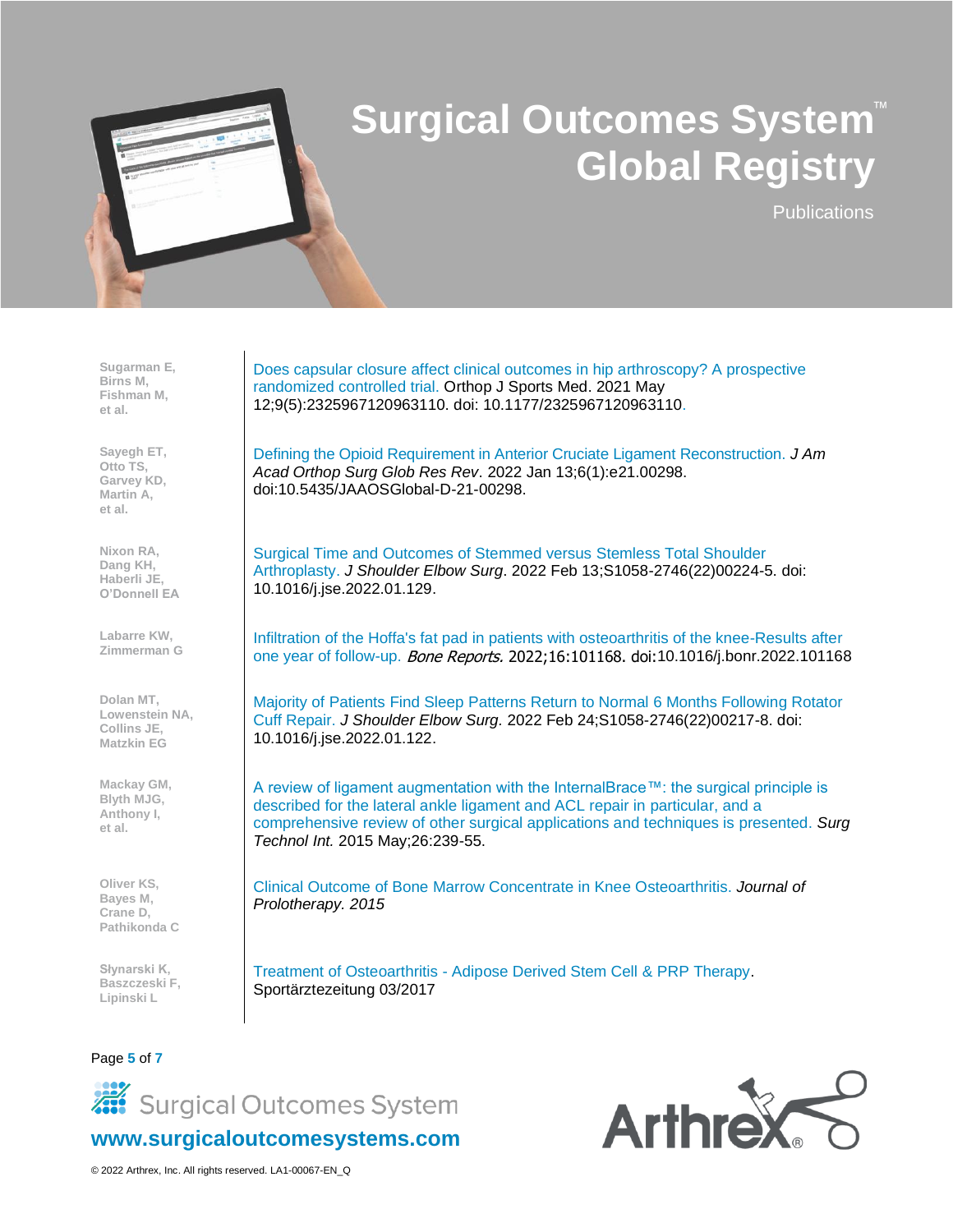# Surgical Outcomes System™ Global Registry

Publications

| Authors | Publication |
| --- | --- |
| Sugarman E, Birns M, Fishman M, et al. | Does capsular closure affect clinical outcomes in hip arthroscopy? A prospective randomized controlled trial. Orthop J Sports Med. 2021 May 12;9(5):2325967120963110. doi: 10.1177/2325967120963110. |
| Sayegh ET, Otto TS, Garvey KD, Martin A, et al. | Defining the Opioid Requirement in Anterior Cruciate Ligament Reconstruction. *J Am Acad Orthop Surg Glob Res Rev*. 2022 Jan 13;6(1):e21.00298. doi:10.5435/JAAOSGlobal-D-21-00298. |
| Nixon RA, Dang KH, Haberli JE, O'Donnell EA | Surgical Time and Outcomes of Stemmed versus Stemless Total Shoulder Arthroplasty. *J Shoulder Elbow Surg*. 2022 Feb 13;S1058-2746(22)00224-5. doi: 10.1016/j.jse.2022.01.129. |
| Labarre KW, Zimmerman G | Infiltration of the Hoffa's fat pad in patients with osteoarthritis of the knee-Results after one year of follow-up. *Bone Reports.* 2022;16:101168. doi:10.1016/j.bonr.2022.101168 |
| Dolan MT, Lowenstein NA, Collins JE, Matzkin EG | Majority of Patients Find Sleep Patterns Return to Normal 6 Months Following Rotator Cuff Repair. *J Shoulder Elbow Surg.* 2022 Feb 24;S1058-2746(22)00217-8. doi: 10.1016/j.jse.2022.01.122. |
| Mackay GM, Blyth MJG, Anthony I, et al. | A review of ligament augmentation with the InternalBrace™: the surgical principle is described for the lateral ankle ligament and ACL repair in particular, and a comprehensive review of other surgical applications and techniques is presented. *Surg Technol Int.* 2015 May;26:239-55. |
| Oliver KS, Bayes M, Crane D, Pathikonda C | Clinical Outcome of Bone Marrow Concentrate in Knee Osteoarthritis. *Journal of Prolotherapy. 2015* |
| Słynarski K, Baszczeski F, Lipinski L | Treatment of Osteoarthritis - Adipose Derived Stem Cell & PRP Therapy. Sportärztezeitung 03/2017 |

Surgical Outcomes System

www.surgicaloutcomesystems.com

© 2022 Arthrex, Inc. All rights reserved. LA1-00067-EN_Q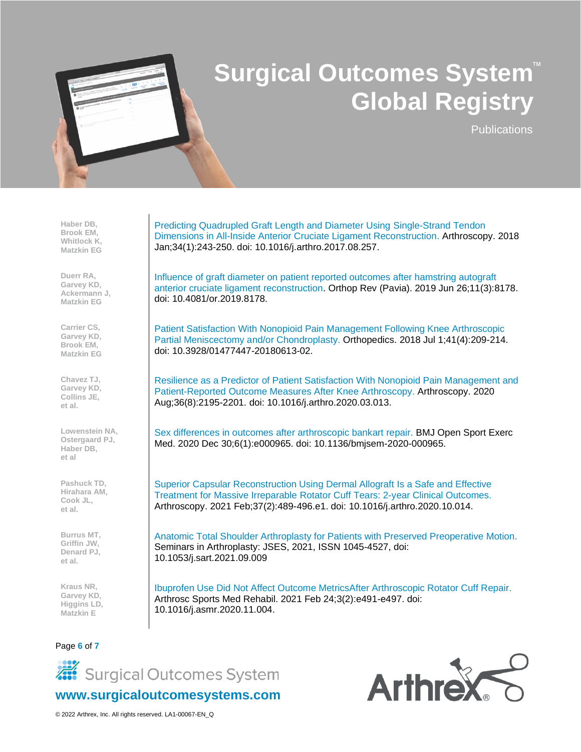# Surgical Outcomes System™ Global Registry

Publications

| Authors | Publication |
|---|---|
| Haber DB, Brook EM, Whitlock K, Matzkin EG | Predicting Quadrupled Graft Length and Diameter Using Single-Strand Tendon Dimensions in All-Inside Anterior Cruciate Ligament Reconstruction. Arthroscopy. 2018 Jan;34(1):243-250. doi: 10.1016/j.arthro.2017.08.257. |
| Duerr RA, Garvey KD, Ackermann J, Matzkin EG | Influence of graft diameter on patient reported outcomes after hamstring autograft anterior cruciate ligament reconstruction. Orthop Rev (Pavia). 2019 Jun 26;11(3):8178. doi: 10.4081/or.2019.8178. |
| Carrier CS, Garvey KD, Brook EM, Matzkin EG | Patient Satisfaction With Nonopioid Pain Management Following Knee Arthroscopic Partial Meniscectomy and/or Chondroplasty. Orthopedics. 2018 Jul 1;41(4):209-214. doi: 10.3928/01477447-20180613-02. |
| Chavez TJ, Garvey KD, Collins JE, et al. | Resilience as a Predictor of Patient Satisfaction With Nonopioid Pain Management and Patient-Reported Outcome Measures After Knee Arthroscopy. Arthroscopy. 2020 Aug;36(8):2195-2201. doi: 10.1016/j.arthro.2020.03.013. |
| Lowenstein NA, Ostergaard PJ, Haber DB, et al | Sex differences in outcomes after arthroscopic bankart repair. BMJ Open Sport Exerc Med. 2020 Dec 30;6(1):e000965. doi: 10.1136/bmjsem-2020-000965. |
| Pashuck TD, Hirahara AM, Cook JL, et al. | Superior Capsular Reconstruction Using Dermal Allograft Is a Safe and Effective Treatment for Massive Irreparable Rotator Cuff Tears: 2-year Clinical Outcomes. Arthroscopy. 2021 Feb;37(2):489-496.e1. doi: 10.1016/j.arthro.2020.10.014. |
| Burrus MT, Griffin JW, Denard PJ, et al. | Anatomic Total Shoulder Arthroplasty for Patients with Preserved Preoperative Motion. Seminars in Arthroplasty: JSES, 2021, ISSN 1045-4527, doi: 10.1053/j.sart.2021.09.009 |
| Kraus NR, Garvey KD, Higgins LD, Matzkin E | Ibuprofen Use Did Not Affect Outcome MetricsAfter Arthroscopic Rotator Cuff Repair. Arthrosc Sports Med Rehabil. 2021 Feb 24;3(2):e491-e497. doi: 10.1016/j.asmr.2020.11.004. |

Surgical Outcomes System

www.surgicaloutcomesystems.com

© 2022 Arthrex, Inc. All rights reserved. LA1-00067-EN_Q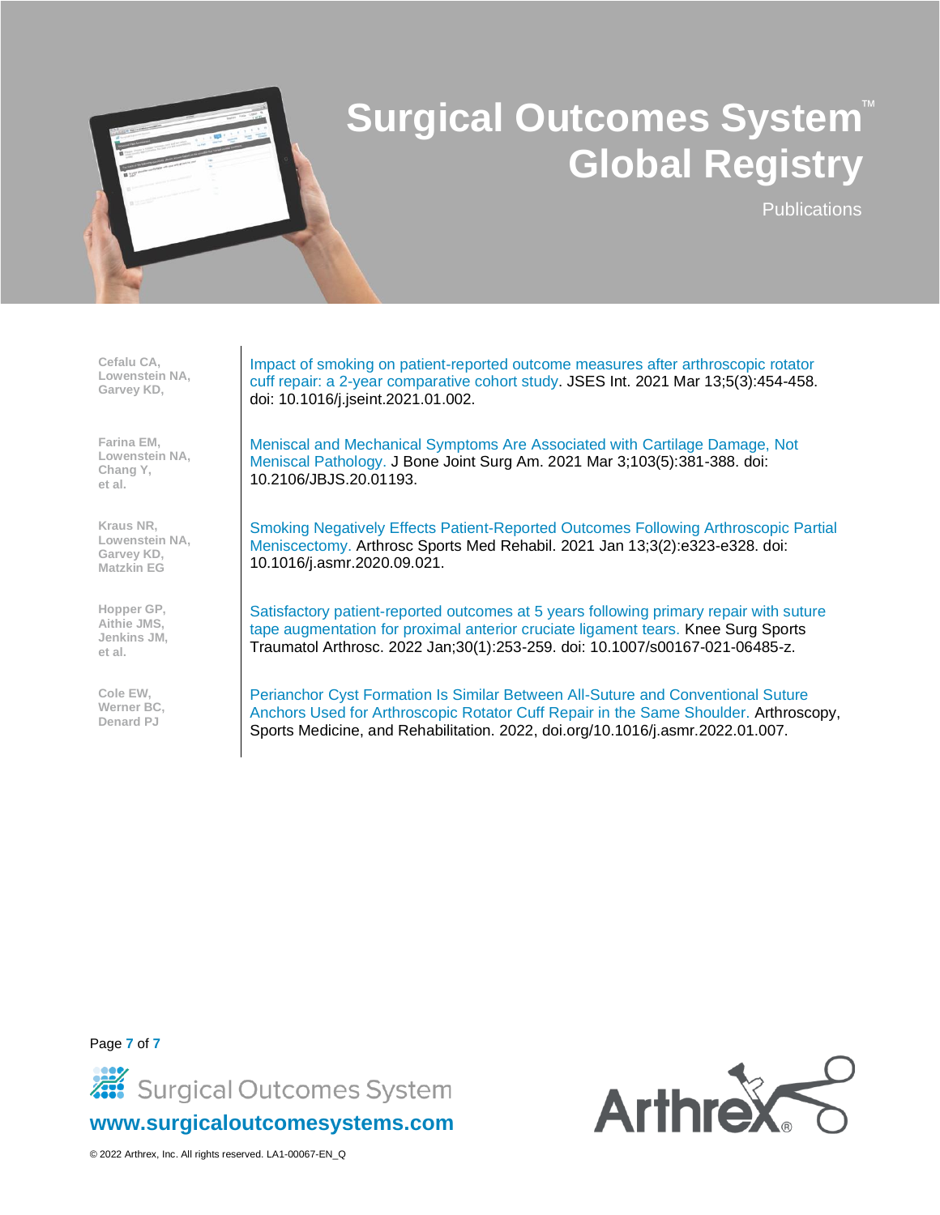# Surgical Outcomes System™ Global Registry

Publications

| | |
|---|---|
| Cefalu CA, Lowenstein NA, Garvey KD, | Impact of smoking on patient-reported outcome measures after arthroscopic rotator cuff repair: a 2-year comparative cohort study. JSES Int. 2021 Mar 13;5(3):454-458. doi: 10.1016/j.jseint.2021.01.002. |
| Farina EM, Lowenstein NA, Chang Y, et al. | Meniscal and Mechanical Symptoms Are Associated with Cartilage Damage, Not Meniscal Pathology. J Bone Joint Surg Am. 2021 Mar 3;103(5):381-388. doi: 10.2106/JBJS.20.01193. |
| Kraus NR, Lowenstein NA, Garvey KD, Matzkin EG | Smoking Negatively Effects Patient-Reported Outcomes Following Arthroscopic Partial Meniscectomy. Arthrosc Sports Med Rehabil. 2021 Jan 13;3(2):e323-e328. doi: 10.1016/j.asmr.2020.09.021. |
| Hopper GP, Aithie JMS, Jenkins JM, et al. | Satisfactory patient-reported outcomes at 5 years following primary repair with suture tape augmentation for proximal anterior cruciate ligament tears. Knee Surg Sports Traumatol Arthrosc. 2022 Jan;30(1):253-259. doi: 10.1007/s00167-021-06485-z. |
| Cole EW, Werner BC, Denard PJ | Perianchor Cyst Formation Is Similar Between All-Suture and Conventional Suture Anchors Used for Arthroscopic Rotator Cuff Repair in the Same Shoulder. Arthroscopy, Sports Medicine, and Rehabilitation. 2022, doi.org/10.1016/j.asmr.2022.01.007. |

Surgical Outcomes System

**www.surgicaloutcomesystems.com**

Arthrex®

© 2022 Arthrex, Inc. All rights reserved. LA1-00067-EN_Q